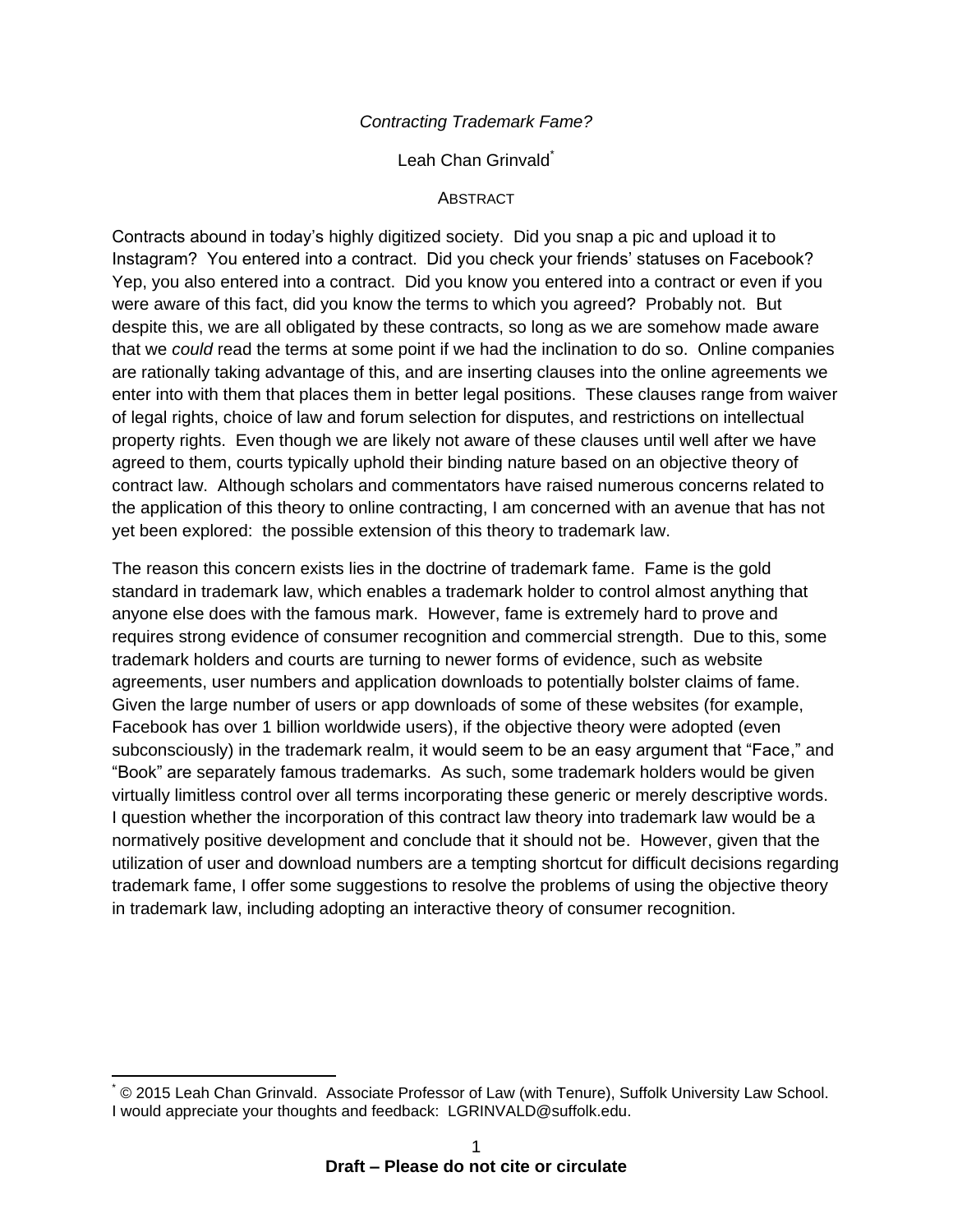*Contracting Trademark Fame?*

Leah Chan Grinvald[*]

ABSTRACT

Contracts abound in today's highly digitized society. Did you snap a pic and upload it to Instagram? You entered into a contract. Did you check your friends' statuses on Facebook? Yep, you also entered into a contract. Did you know you entered into a contract or even if you were aware of this fact, did you know the terms to which you agreed? Probably not. But despite this, we are all obligated by these contracts, so long as we are somehow made aware that we *could* read the terms at some point if we had the inclination to do so. Online companies are rationally taking advantage of this, and are inserting clauses into the online agreements we enter into with them that places them in better legal positions. These clauses range from waiver of legal rights, choice of law and forum selection for disputes, and restrictions on intellectual property rights. Even though we are likely not aware of these clauses until well after we have agreed to them, courts typically uphold their binding nature based on an objective theory of contract law. Although scholars and commentators have raised numerous concerns related to the application of this theory to online contracting, I am concerned with an avenue that has not yet been explored: the possible extension of this theory to trademark law.

The reason this concern exists lies in the doctrine of trademark fame. Fame is the gold standard in trademark law, which enables a trademark holder to control almost anything that anyone else does with the famous mark. However, fame is extremely hard to prove and requires strong evidence of consumer recognition and commercial strength. Due to this, some trademark holders and courts are turning to newer forms of evidence, such as website agreements, user numbers and application downloads to potentially bolster claims of fame. Given the large number of users or app downloads of some of these websites (for example, Facebook has over 1 billion worldwide users), if the objective theory were adopted (even subconsciously) in the trademark realm, it would seem to be an easy argument that "Face," and "Book" are separately famous trademarks. As such, some trademark holders would be given virtually limitless control over all terms incorporating these generic or merely descriptive words. I question whether the incorporation of this contract law theory into trademark law would be a normatively positive development and conclude that it should not be. However, given that the utilization of user and download numbers are a tempting shortcut for difficult decisions regarding trademark fame, I offer some suggestions to resolve the problems of using the objective theory in trademark law, including adopting an interactive theory of consumer recognition.

---

[*] © 2015 Leah Chan Grinvald. Associate Professor of Law (with Tenure), Suffolk University Law School. I would appreciate your thoughts and feedback: LGRINVALD@suffolk.edu.

**Draft – Please do not cite or circulate**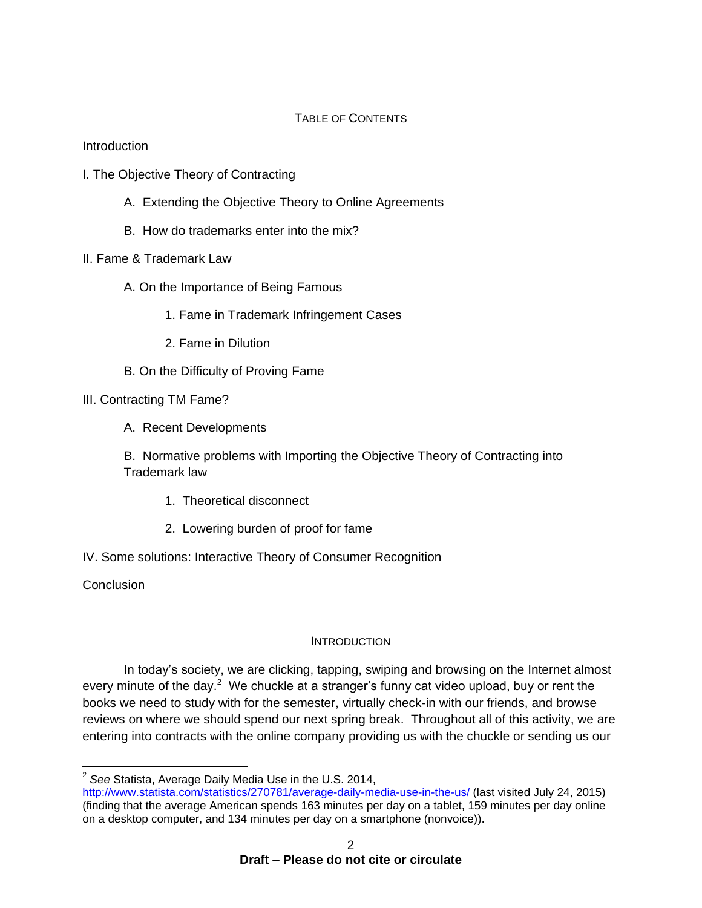## TABLE OF CONTENTS

Introduction

I. The Objective Theory of Contracting

- A. Extending the Objective Theory to Online Agreements
- B. How do trademarks enter into the mix?

II. Fame & Trademark Law

- A. On the Importance of Being Famous
  - 1. Fame in Trademark Infringement Cases
  - 2. Fame in Dilution
- B. On the Difficulty of Proving Fame

III. Contracting TM Fame?

- A. Recent Developments
- B. Normative problems with Importing the Objective Theory of Contracting into Trademark law
  - 1. Theoretical disconnect
  - 2. Lowering burden of proof for fame

IV. Some solutions: Interactive Theory of Consumer Recognition

Conclusion

## INTRODUCTION

In today's society, we are clicking, tapping, swiping and browsing on the Internet almost every minute of the day.[2] We chuckle at a stranger's funny cat video upload, buy or rent the books we need to study with for the semester, virtually check-in with our friends, and browse reviews on where we should spend our next spring break. Throughout all of this activity, we are entering into contracts with the online company providing us with the chuckle or sending us our

---

[2] *See* Statista, Average Daily Media Use in the U.S. 2014, http://www.statista.com/statistics/270781/average-daily-media-use-in-the-us/ (last visited July 24, 2015) (finding that the average American spends 163 minutes per day on a tablet, 159 minutes per day online on a desktop computer, and 134 minutes per day on a smartphone (nonvoice)).

**Draft – Please do not cite or circulate**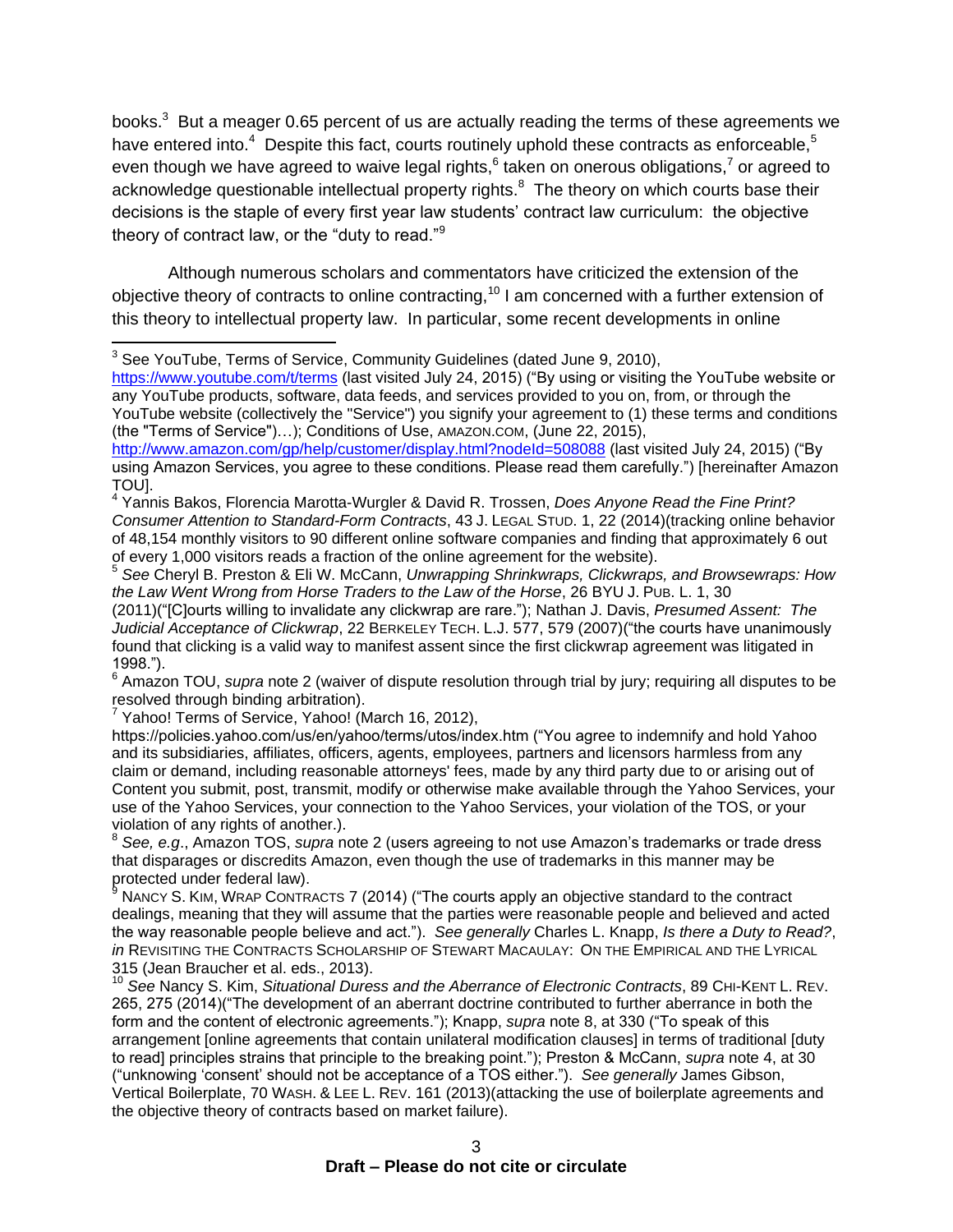books.[3] But a meager 0.65 percent of us are actually reading the terms of these agreements we have entered into.[4] Despite this fact, courts routinely uphold these contracts as enforceable,[5] even though we have agreed to waive legal rights,[6] taken on onerous obligations,[7] or agreed to acknowledge questionable intellectual property rights.[8] The theory on which courts base their decisions is the staple of every first year law students' contract law curriculum: the objective theory of contract law, or the "duty to read."[9]

Although numerous scholars and commentators have criticized the extension of the objective theory of contracts to online contracting,[10] I am concerned with a further extension of this theory to intellectual property law. In particular, some recent developments in online

---

[3] See YouTube, Terms of Service, Community Guidelines (dated June 9, 2010), https://www.youtube.com/t/terms (last visited July 24, 2015) ("By using or visiting the YouTube website or any YouTube products, software, data feeds, and services provided to you on, from, or through the YouTube website (collectively the "Service") you signify your agreement to (1) these terms and conditions (the "Terms of Service")…); Conditions of Use, AMAZON.COM, (June 22, 2015), http://www.amazon.com/gp/help/customer/display.html?nodeId=508088 (last visited July 24, 2015) ("By using Amazon Services, you agree to these conditions. Please read them carefully.") [hereinafter Amazon TOU].

[4] Yannis Bakos, Florencia Marotta-Wurgler & David R. Trossen, *Does Anyone Read the Fine Print? Consumer Attention to Standard-Form Contracts*, 43 J. LEGAL STUD. 1, 22 (2014)(tracking online behavior of 48,154 monthly visitors to 90 different online software companies and finding that approximately 6 out of every 1,000 visitors reads a fraction of the online agreement for the website).

[5] *See* Cheryl B. Preston & Eli W. McCann, *Unwrapping Shrinkwraps, Clickwraps, and Browsewraps: How the Law Went Wrong from Horse Traders to the Law of the Horse*, 26 BYU J. PUB. L. 1, 30 (2011)("[C]ourts willing to invalidate any clickwrap are rare."); Nathan J. Davis, *Presumed Assent: The Judicial Acceptance of Clickwrap*, 22 BERKELEY TECH. L.J. 577, 579 (2007)("the courts have unanimously found that clicking is a valid way to manifest assent since the first clickwrap agreement was litigated in 1998.").

[6] Amazon TOU, *supra* note 2 (waiver of dispute resolution through trial by jury; requiring all disputes to be resolved through binding arbitration).

[7] Yahoo! Terms of Service, Yahoo! (March 16, 2012), https://policies.yahoo.com/us/en/yahoo/terms/utos/index.htm ("You agree to indemnify and hold Yahoo and its subsidiaries, affiliates, officers, agents, employees, partners and licensors harmless from any claim or demand, including reasonable attorneys' fees, made by any third party due to or arising out of Content you submit, post, transmit, modify or otherwise make available through the Yahoo Services, your use of the Yahoo Services, your connection to the Yahoo Services, your violation of the TOS, or your violation of any rights of another.).

[8] *See, e.g*., Amazon TOS, *supra* note 2 (users agreeing to not use Amazon's trademarks or trade dress that disparages or discredits Amazon, even though the use of trademarks in this manner may be protected under federal law).

[9] NANCY S. KIM, WRAP CONTRACTS 7 (2014) ("The courts apply an objective standard to the contract dealings, meaning that they will assume that the parties were reasonable people and believed and acted the way reasonable people believe and act."). *See generally* Charles L. Knapp, *Is there a Duty to Read?*, *in* REVISITING THE CONTRACTS SCHOLARSHIP OF STEWART MACAULAY: ON THE EMPIRICAL AND THE LYRICAL 315 (Jean Braucher et al. eds., 2013).

[10] *See* Nancy S. Kim, *Situational Duress and the Aberrance of Electronic Contracts*, 89 CHI-KENT L. REV. 265, 275 (2014)("The development of an aberrant doctrine contributed to further aberrance in both the form and the content of electronic agreements."); Knapp, *supra* note 8, at 330 ("To speak of this arrangement [online agreements that contain unilateral modification clauses] in terms of traditional [duty to read] principles strains that principle to the breaking point."); Preston & McCann, *supra* note 4, at 30 ("unknowing 'consent' should not be acceptance of a TOS either."). *See generally* James Gibson, Vertical Boilerplate, 70 WASH. & LEE L. REV. 161 (2013)(attacking the use of boilerplate agreements and the objective theory of contracts based on market failure).

**Draft – Please do not cite or circulate**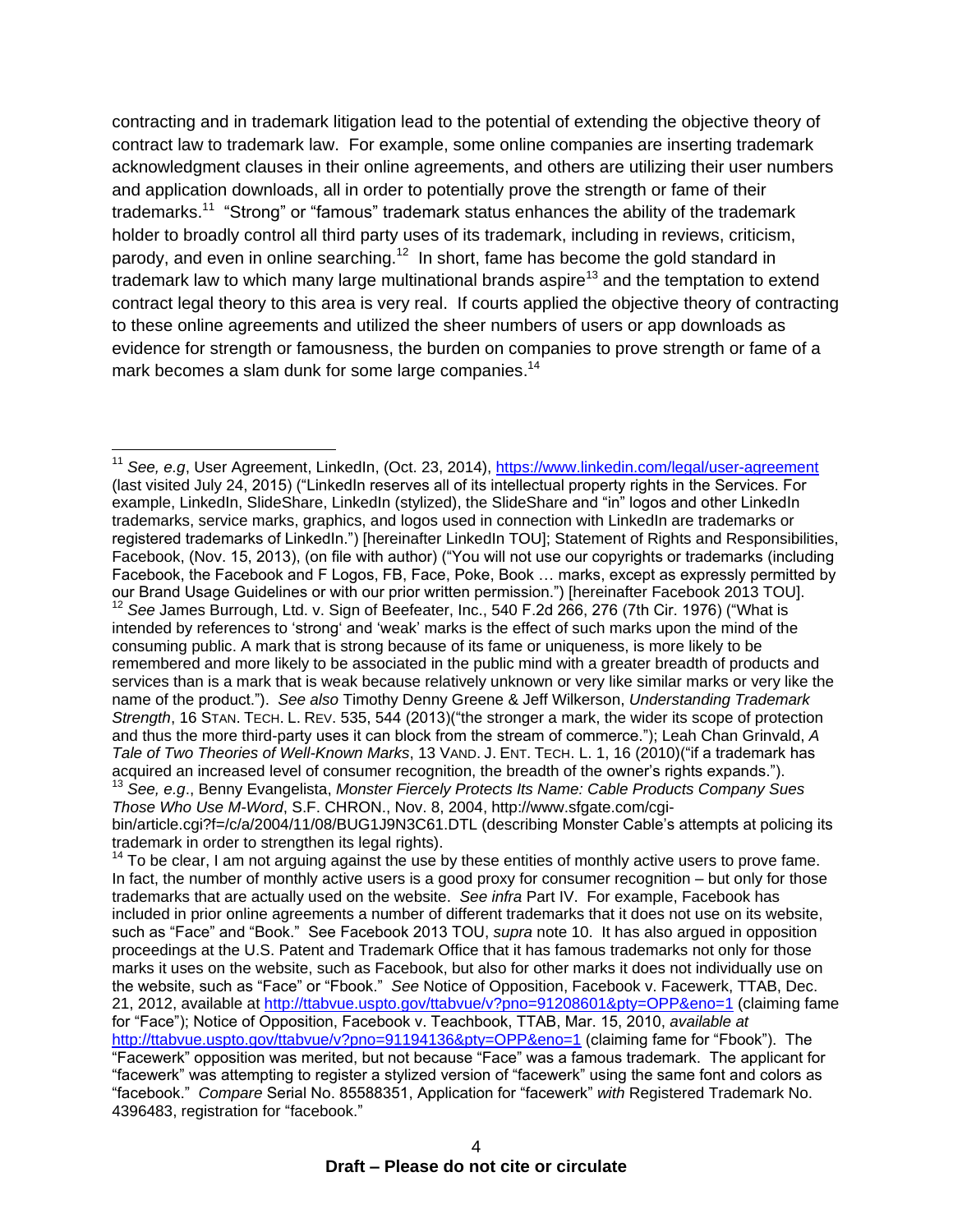contracting and in trademark litigation lead to the potential of extending the objective theory of contract law to trademark law. For example, some online companies are inserting trademark acknowledgment clauses in their online agreements, and others are utilizing their user numbers and application downloads, all in order to potentially prove the strength or fame of their trademarks.[11] "Strong" or "famous" trademark status enhances the ability of the trademark holder to broadly control all third party uses of its trademark, including in reviews, criticism, parody, and even in online searching.[12] In short, fame has become the gold standard in trademark law to which many large multinational brands aspire[13] and the temptation to extend contract legal theory to this area is very real. If courts applied the objective theory of contracting to these online agreements and utilized the sheer numbers of users or app downloads as evidence for strength or famousness, the burden on companies to prove strength or fame of a mark becomes a slam dunk for some large companies.[14]

---

[11] *See, e.g*, User Agreement, LinkedIn, (Oct. 23, 2014), https://www.linkedin.com/legal/user-agreement (last visited July 24, 2015) ("LinkedIn reserves all of its intellectual property rights in the Services. For example, LinkedIn, SlideShare, LinkedIn (stylized), the SlideShare and "in" logos and other LinkedIn trademarks, service marks, graphics, and logos used in connection with LinkedIn are trademarks or registered trademarks of LinkedIn.") [hereinafter LinkedIn TOU]; Statement of Rights and Responsibilities, Facebook, (Nov. 15, 2013), (on file with author) ("You will not use our copyrights or trademarks (including Facebook, the Facebook and F Logos, FB, Face, Poke, Book … marks, except as expressly permitted by our Brand Usage Guidelines or with our prior written permission.") [hereinafter Facebook 2013 TOU].

[12] *See* James Burrough, Ltd. v. Sign of Beefeater, Inc., 540 F.2d 266, 276 (7th Cir. 1976) ("What is intended by references to 'strong' and 'weak' marks is the effect of such marks upon the mind of the consuming public. A mark that is strong because of its fame or uniqueness, is more likely to be remembered and more likely to be associated in the public mind with a greater breadth of products and services than is a mark that is weak because relatively unknown or very like similar marks or very like the name of the product."). *See also* Timothy Denny Greene & Jeff Wilkerson, *Understanding Trademark Strength*, 16 STAN. TECH. L. REV. 535, 544 (2013)("the stronger a mark, the wider its scope of protection and thus the more third-party uses it can block from the stream of commerce."); Leah Chan Grinvald, *A Tale of Two Theories of Well-Known Marks*, 13 VAND. J. ENT. TECH. L. 1, 16 (2010)("if a trademark has acquired an increased level of consumer recognition, the breadth of the owner's rights expands.").

[13] *See, e.g*., Benny Evangelista, *Monster Fiercely Protects Its Name: Cable Products Company Sues Those Who Use M-Word*, S.F. CHRON., Nov. 8, 2004, http://www.sfgate.com/cgi-bin/article.cgi?f=/c/a/2004/11/08/BUG1J9N3C61.DTL (describing Monster Cable's attempts at policing its trademark in order to strengthen its legal rights).

[14] To be clear, I am not arguing against the use by these entities of monthly active users to prove fame. In fact, the number of monthly active users is a good proxy for consumer recognition – but only for those trademarks that are actually used on the website. *See infra* Part IV. For example, Facebook has included in prior online agreements a number of different trademarks that it does not use on its website, such as "Face" and "Book." See Facebook 2013 TOU, *supra* note 10. It has also argued in opposition proceedings at the U.S. Patent and Trademark Office that it has famous trademarks not only for those marks it uses on the website, such as Facebook, but also for other marks it does not individually use on the website, such as "Face" or "Fbook." *See* Notice of Opposition, Facebook v. Facewerk, TTAB, Dec. 21, 2012, available at http://ttabvue.uspto.gov/ttabvue/v?pno=91208601&pty=OPP&eno=1 (claiming fame for "Face"); Notice of Opposition, Facebook v. Teachbook, TTAB, Mar. 15, 2010, *available at* http://ttabvue.uspto.gov/ttabvue/v?pno=91194136&pty=OPP&eno=1 (claiming fame for "Fbook"). The "Facewerk" opposition was merited, but not because "Face" was a famous trademark. The applicant for "facewerk" was attempting to register a stylized version of "facewerk" using the same font and colors as "facebook." *Compare* Serial No. 85588351, Application for "facewerk" *with* Registered Trademark No. 4396483, registration for "facebook."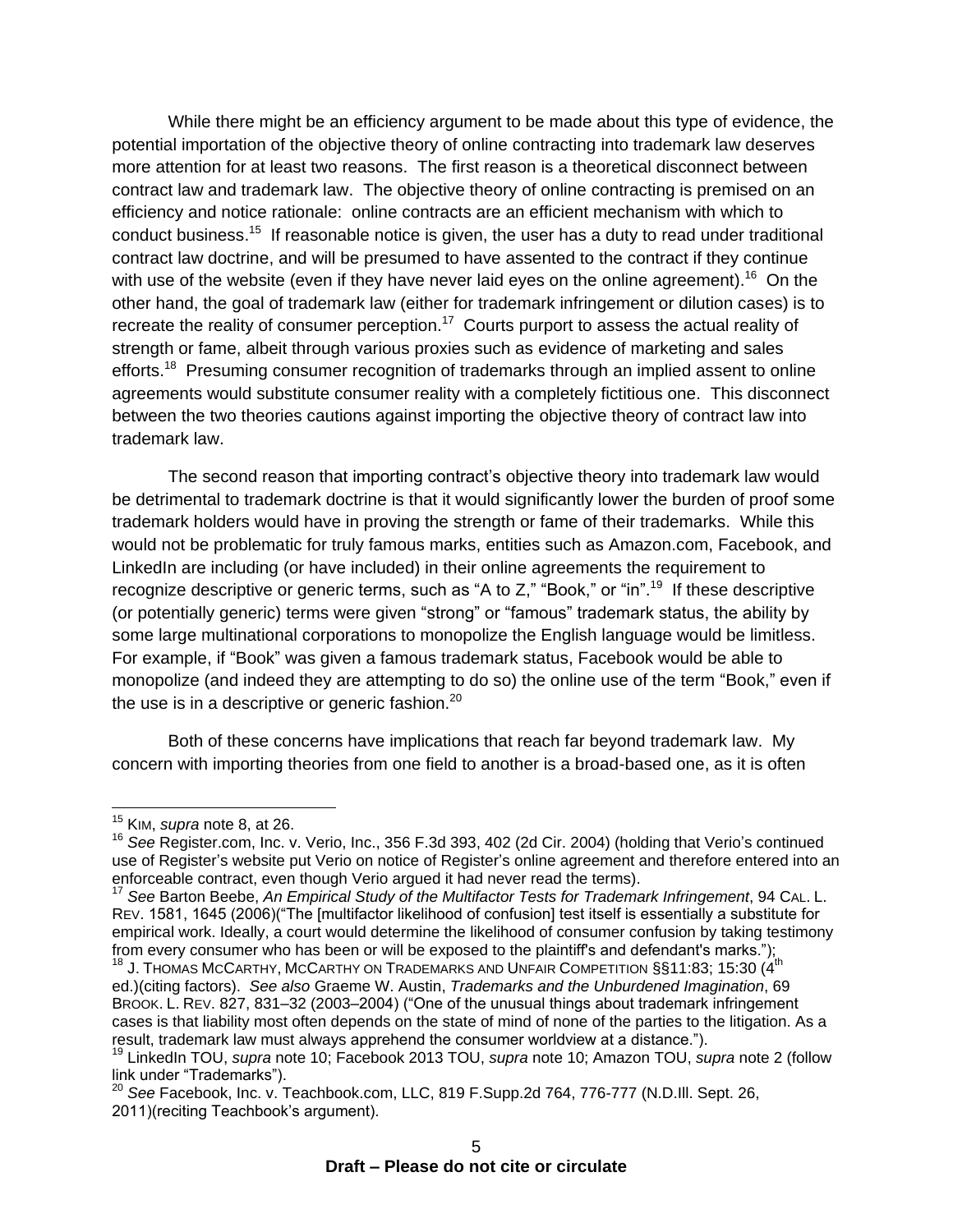While there might be an efficiency argument to be made about this type of evidence, the potential importation of the objective theory of online contracting into trademark law deserves more attention for at least two reasons. The first reason is a theoretical disconnect between contract law and trademark law. The objective theory of online contracting is premised on an efficiency and notice rationale: online contracts are an efficient mechanism with which to conduct business.[15] If reasonable notice is given, the user has a duty to read under traditional contract law doctrine, and will be presumed to have assented to the contract if they continue with use of the website (even if they have never laid eyes on the online agreement).[16] On the other hand, the goal of trademark law (either for trademark infringement or dilution cases) is to recreate the reality of consumer perception.[17] Courts purport to assess the actual reality of strength or fame, albeit through various proxies such as evidence of marketing and sales efforts.[18] Presuming consumer recognition of trademarks through an implied assent to online agreements would substitute consumer reality with a completely fictitious one. This disconnect between the two theories cautions against importing the objective theory of contract law into trademark law.

The second reason that importing contract's objective theory into trademark law would be detrimental to trademark doctrine is that it would significantly lower the burden of proof some trademark holders would have in proving the strength or fame of their trademarks. While this would not be problematic for truly famous marks, entities such as Amazon.com, Facebook, and LinkedIn are including (or have included) in their online agreements the requirement to recognize descriptive or generic terms, such as "A to Z," "Book," or "in".[19] If these descriptive (or potentially generic) terms were given "strong" or "famous" trademark status, the ability by some large multinational corporations to monopolize the English language would be limitless. For example, if "Book" was given a famous trademark status, Facebook would be able to monopolize (and indeed they are attempting to do so) the online use of the term "Book," even if the use is in a descriptive or generic fashion.[20]

Both of these concerns have implications that reach far beyond trademark law. My concern with importing theories from one field to another is a broad-based one, as it is often

---

[15] KIM, *supra* note 8, at 26.

[16] *See* Register.com, Inc. v. Verio, Inc., 356 F.3d 393, 402 (2d Cir. 2004) (holding that Verio's continued use of Register's website put Verio on notice of Register's online agreement and therefore entered into an enforceable contract, even though Verio argued it had never read the terms).

[17] *See* Barton Beebe, *An Empirical Study of the Multifactor Tests for Trademark Infringement*, 94 CAL. L. REV. 1581, 1645 (2006)("The [multifactor likelihood of confusion] test itself is essentially a substitute for empirical work. Ideally, a court would determine the likelihood of consumer confusion by taking testimony from every consumer who has been or will be exposed to the plaintiff's and defendant's marks.");

[18] J. THOMAS MCCARTHY, MCCARTHY ON TRADEMARKS AND UNFAIR COMPETITION §§11:83; 15:30 (4th ed.)(citing factors). *See also* Graeme W. Austin, *Trademarks and the Unburdened Imagination*, 69 BROOK. L. REV. 827, 831–32 (2003–2004) ("One of the unusual things about trademark infringement cases is that liability most often depends on the state of mind of none of the parties to the litigation. As a result, trademark law must always apprehend the consumer worldview at a distance.").

[19] LinkedIn TOU, *supra* note 10; Facebook 2013 TOU, *supra* note 10; Amazon TOU, *supra* note 2 (follow link under "Trademarks").

[20] *See* Facebook, Inc. v. Teachbook.com, LLC, 819 F.Supp.2d 764, 776-777 (N.D.Ill. Sept. 26, 2011)(reciting Teachbook's argument).

**Draft – Please do not cite or circulate**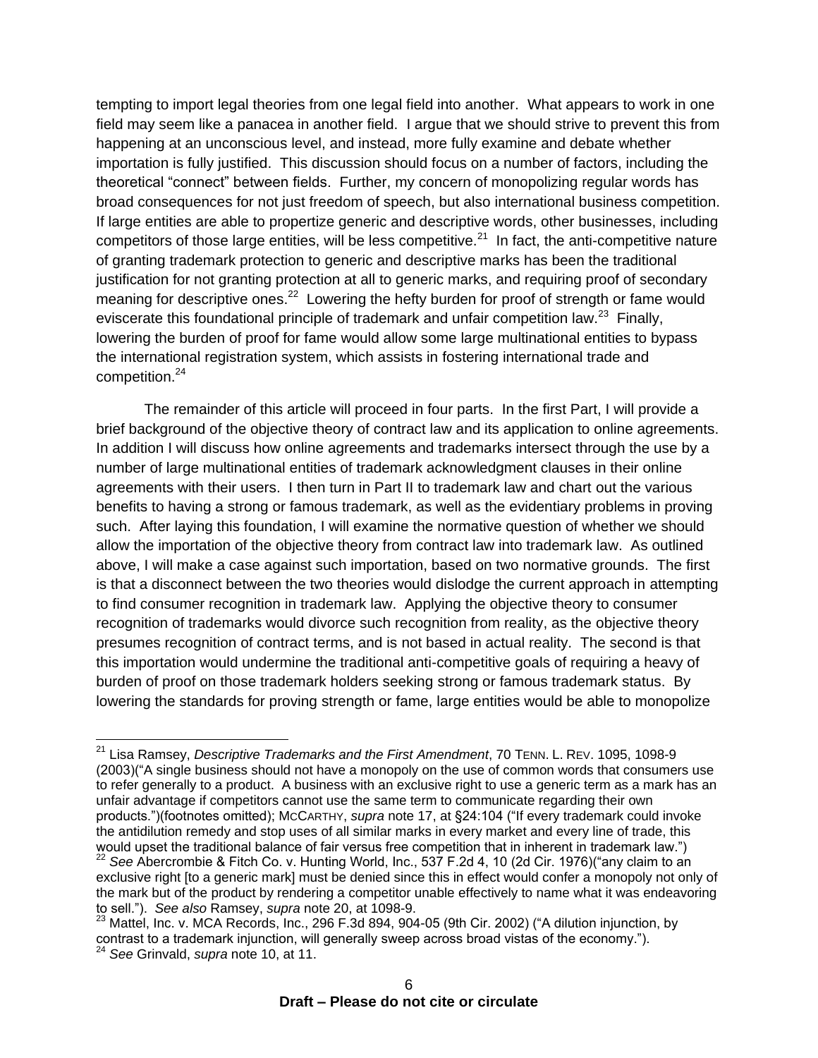tempting to import legal theories from one legal field into another. What appears to work in one field may seem like a panacea in another field. I argue that we should strive to prevent this from happening at an unconscious level, and instead, more fully examine and debate whether importation is fully justified. This discussion should focus on a number of factors, including the theoretical "connect" between fields. Further, my concern of monopolizing regular words has broad consequences for not just freedom of speech, but also international business competition. If large entities are able to propertize generic and descriptive words, other businesses, including competitors of those large entities, will be less competitive.[21] In fact, the anti-competitive nature of granting trademark protection to generic and descriptive marks has been the traditional justification for not granting protection at all to generic marks, and requiring proof of secondary meaning for descriptive ones.[22] Lowering the hefty burden for proof of strength or fame would eviscerate this foundational principle of trademark and unfair competition law.[23] Finally, lowering the burden of proof for fame would allow some large multinational entities to bypass the international registration system, which assists in fostering international trade and competition.[24]

The remainder of this article will proceed in four parts. In the first Part, I will provide a brief background of the objective theory of contract law and its application to online agreements. In addition I will discuss how online agreements and trademarks intersect through the use by a number of large multinational entities of trademark acknowledgment clauses in their online agreements with their users. I then turn in Part II to trademark law and chart out the various benefits to having a strong or famous trademark, as well as the evidentiary problems in proving such. After laying this foundation, I will examine the normative question of whether we should allow the importation of the objective theory from contract law into trademark law. As outlined above, I will make a case against such importation, based on two normative grounds. The first is that a disconnect between the two theories would dislodge the current approach in attempting to find consumer recognition in trademark law. Applying the objective theory to consumer recognition of trademarks would divorce such recognition from reality, as the objective theory presumes recognition of contract terms, and is not based in actual reality. The second is that this importation would undermine the traditional anti-competitive goals of requiring a heavy of burden of proof on those trademark holders seeking strong or famous trademark status. By lowering the standards for proving strength or fame, large entities would be able to monopolize

---

[21] Lisa Ramsey, *Descriptive Trademarks and the First Amendment*, 70 TENN. L. REV. 1095, 1098-9 (2003)("A single business should not have a monopoly on the use of common words that consumers use to refer generally to a product. A business with an exclusive right to use a generic term as a mark has an unfair advantage if competitors cannot use the same term to communicate regarding their own products.")(footnotes omitted); MCCARTHY, *supra* note 17, at §24:104 ("If every trademark could invoke the antidilution remedy and stop uses of all similar marks in every market and every line of trade, this would upset the traditional balance of fair versus free competition that in inherent in trademark law.")

[22] *See* Abercrombie & Fitch Co. v. Hunting World, Inc., 537 F.2d 4, 10 (2d Cir. 1976)("any claim to an exclusive right [to a generic mark] must be denied since this in effect would confer a monopoly not only of the mark but of the product by rendering a competitor unable effectively to name what it was endeavoring to sell."). *See also* Ramsey, *supra* note 20, at 1098-9.

[23] Mattel, Inc. v. MCA Records, Inc., 296 F.3d 894, 904-05 (9th Cir. 2002) ("A dilution injunction, by contrast to a trademark injunction, will generally sweep across broad vistas of the economy.").

[24] *See* Grinvald, *supra* note 10, at 11.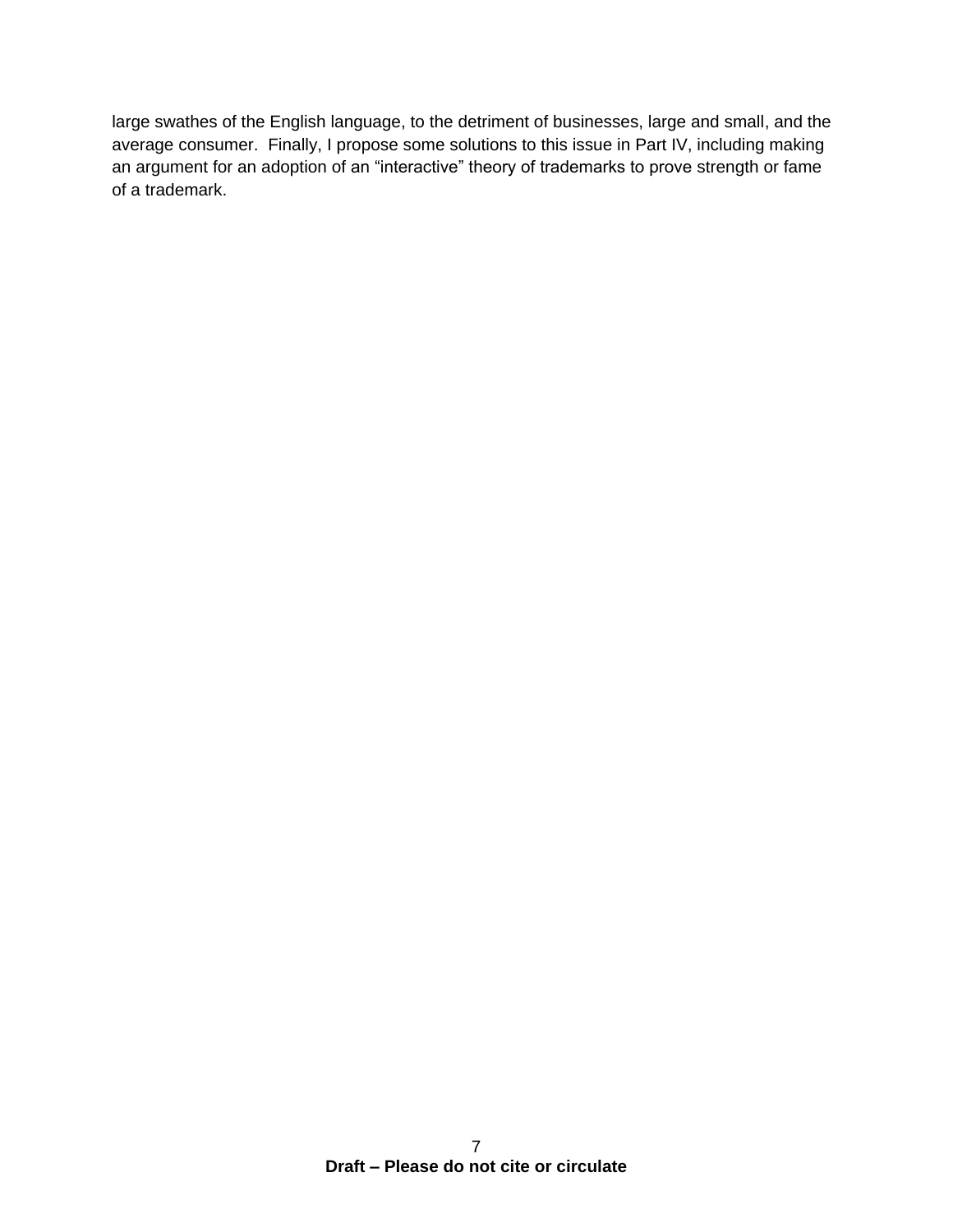large swathes of the English language, to the detriment of businesses, large and small, and the average consumer. Finally, I propose some solutions to this issue in Part IV, including making an argument for an adoption of an "interactive" theory of trademarks to prove strength or fame of a trademark.